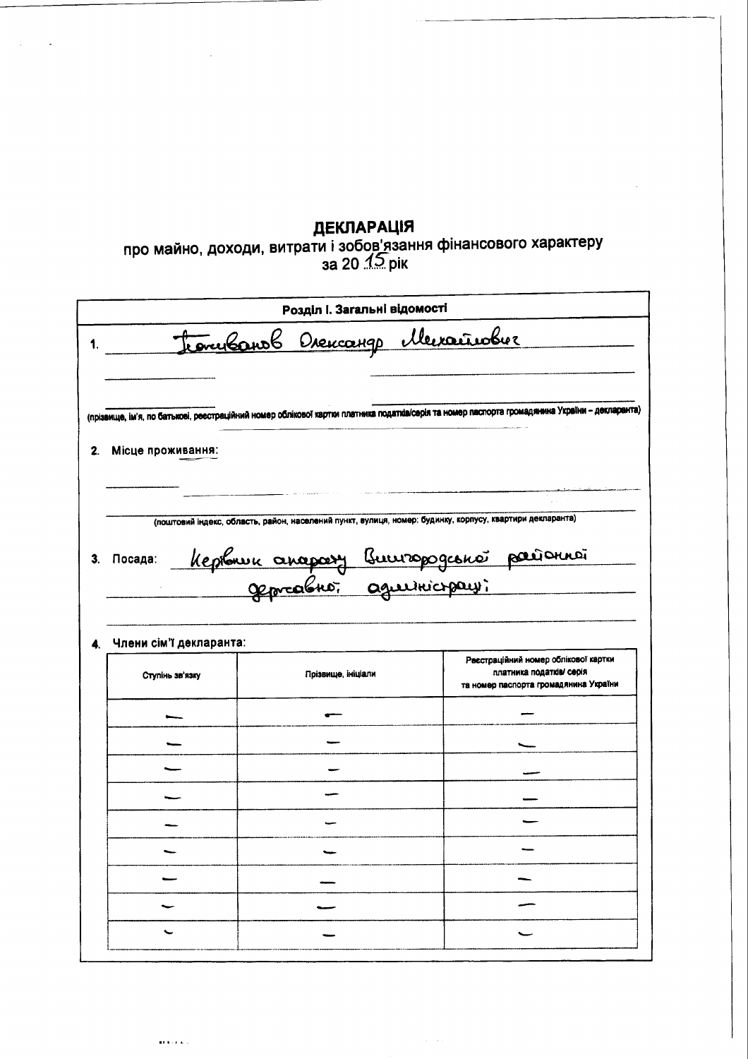# ДЕКЛАРАЦІЯ

про майно, доходи, витрати і зобов'язання фінансового характеру
за 20 15 рік

**Розділ І. Загальні відомості**

1. Ісачиванов Олександр Михайлович

(прізвище, ім'я, по батькові, реєстраційний номер облікової картки платника податків/серія та номер паспорта громадянина України – декларанта)

2. Місце проживання:

(поштовий індекс, область, район, населений пункт, вулиця, номер: будинку, корпусу, квартири декларанта)

3. Посада: Керівник апарату Вишгородської районної державної адміністрації

4. Члени сім'ї декларанта:

| Ступінь зв'язку | Прізвище, ініціали | Реєстраційний номер облікової картки платника податків/ серія та номер паспорта громадянина України |
|---|---|---|
| — | — | — |
| — | — | — |
| — | — | — |
| — | — | — |
| — | — | — |
| — | — | — |
| — | — | — |
| — | — | — |
| — | — | — |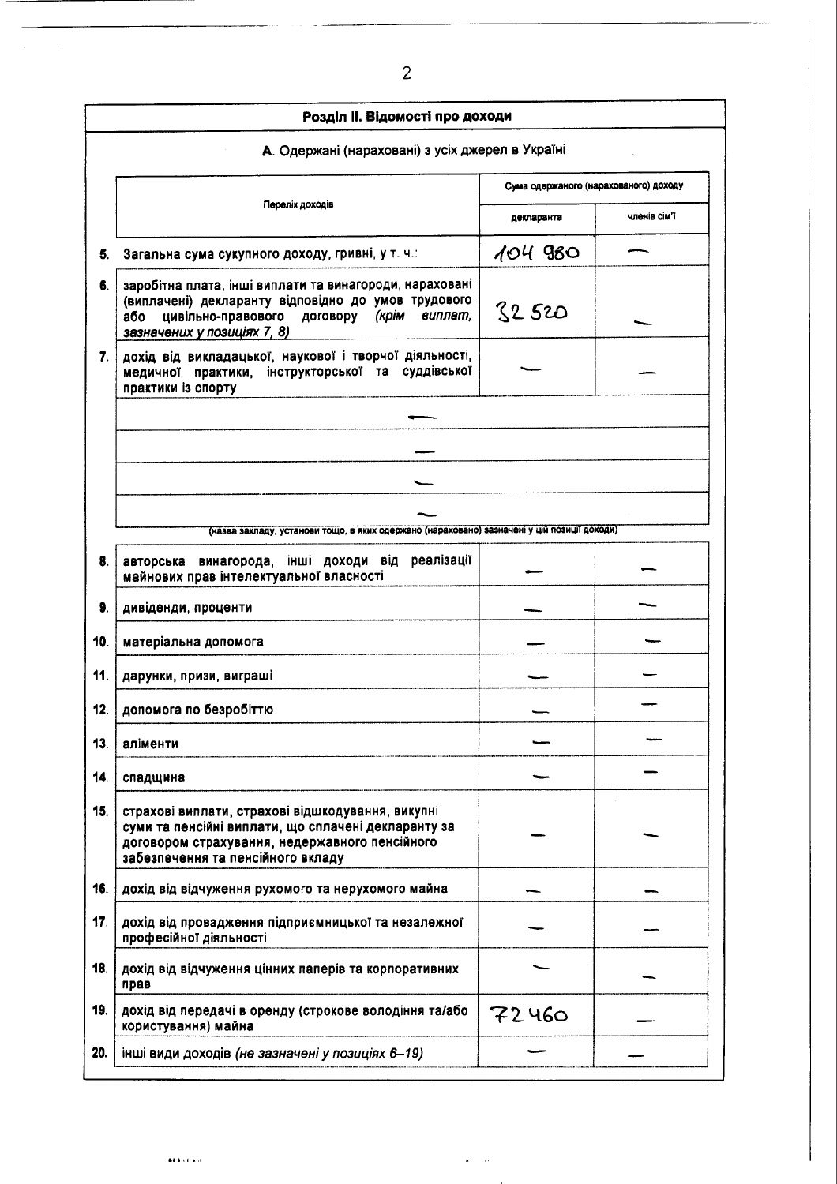## Розділ II. Відомості про доходи

### А. Одержані (нараховані) з усіх джерел в Україні

| | Перелік доходів | Сума одержаного (нарахованого) доходу | |
|---|---|---|---|
| | | декларанта | членів сім'ї |
| 5. | Загальна сума сукупного доходу, гривні, у т. ч.: | 104 980 | — |
| 6. | заробітна плата, інші виплати та винагороди, нараховані (виплачені) декларанту відповідно до умов трудового або цивільно-правового договору *(крім виплат, зазначених у позиціях 7, 8)* | 32 520 | — |
| 7. | дохід від викладацької, наукової і творчої діяльності, медичної практики, інструкторської та суддівської практики із спорту | — | — |
| | — | | |
| | — | | |
| | — | | |
| | — | | |
| | (назва закладу, установи тощо, в яких одержано (нараховано) зазначені у цій позиції доходи) | | |
| 8. | авторська винагорода, інші доходи від реалізації майнових прав інтелектуальної власності | — | — |
| 9. | дивіденди, проценти | — | — |
| 10. | матеріальна допомога | — | — |
| 11. | дарунки, призи, виграші | — | — |
| 12. | допомога по безробіттю | — | — |
| 13. | аліменти | — | — |
| 14. | спадщина | — | — |
| 15. | страхові виплати, страхові відшкодування, викупні суми та пенсійні виплати, що сплачені декларанту за договором страхування, недержавного пенсійного забезпечення та пенсійного вкладу | — | — |
| 16. | дохід від відчуження рухомого та нерухомого майна | — | — |
| 17. | дохід від провадження підприємницької та незалежної професійної діяльності | — | — |
| 18. | дохід від відчуження цінних паперів та корпоративних прав | — | — |
| 19. | дохід від передачі в оренду (строкове володіння та/або користування) майна | 72 460 | — |
| 20. | інші види доходів *(не зазначені у позиціях 6–19)* | — | — |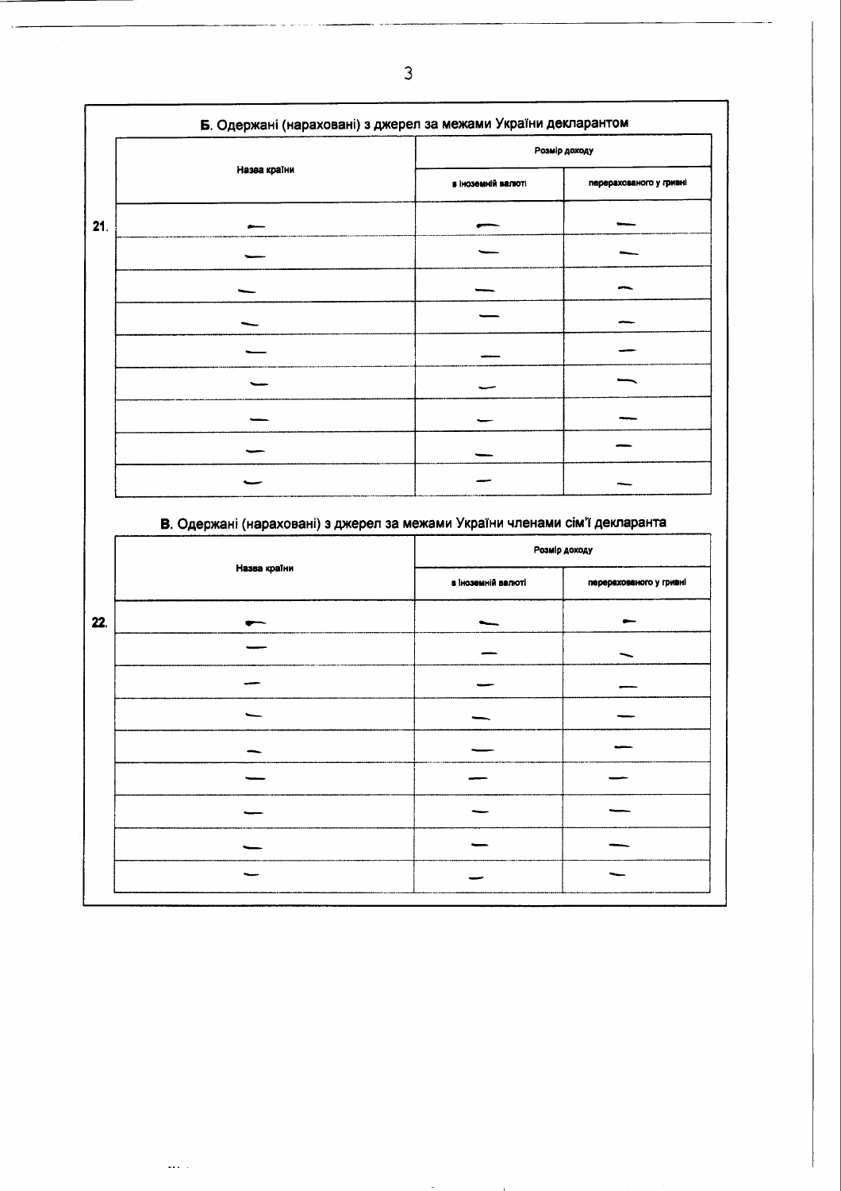**Б.** Одержані (нараховані) з джерел за межами України декларантом

| | Назва країни | Розмір доходу | |
|---|---|---|---|
| | | в іноземній валюті | перерахованого у гривні |
| 21. | — | — | — |
| | — | — | — |
| | — | — | — |
| | — | — | — |
| | — | — | — |
| | — | — | — |
| | — | — | — |
| | — | — | — |
| | — | — | — |

**В.** Одержані (нараховані) з джерел за межами України членами сім'ї декларанта

| | Назва країни | Розмір доходу | |
|---|---|---|---|
| | | в іноземній валюті | перерахованого у гривні |
| 22. | — | — | — |
| | — | — | — |
| | — | — | — |
| | — | — | — |
| | — | — | — |
| | — | — | — |
| | — | — | — |
| | — | — | — |
| | — | — | — |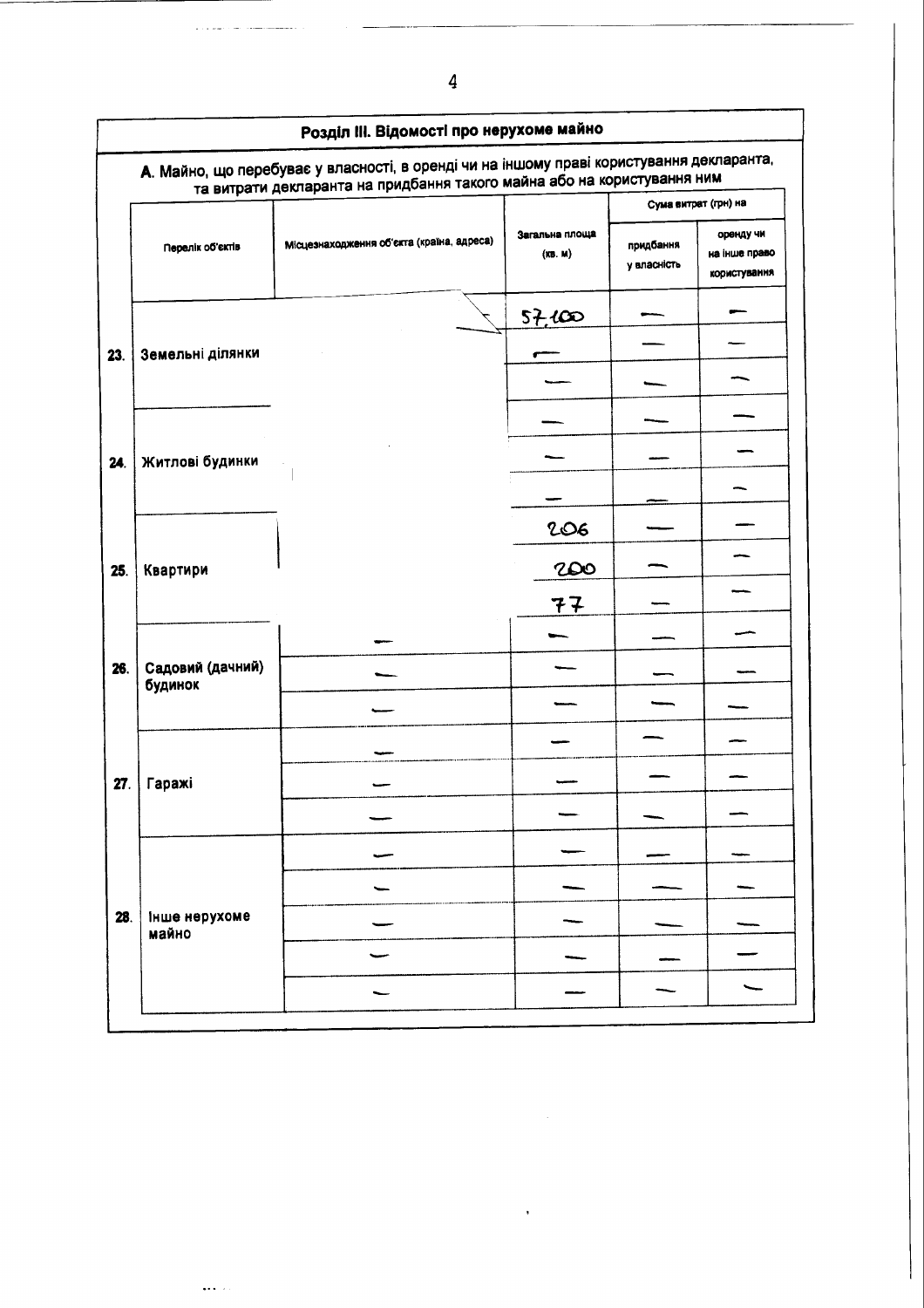## Розділ III. Відомості про нерухоме майно

**А.** Майно, що перебуває у власності, в оренді чи на іншому праві користування декларанта, та витрати декларанта на придбання такого майна або на користування ним

| | Перелік об'єктів | Місцезнаходження об'єкта (країна, адреса) | Загальна площа (кв. м) | Сума витрат (грн) на | |
|---|---|---|---|---|---|
| | | | | придбання у власність | оренду чи на інше право користування |
| 23. | Земельні ділянки | | 57,100 | — | — |
| | | | — | — | — |
| | | | — | — | — |
| 24. | Житлові будинки | | — | — | — |
| | | | — | — | — |
| | | | — | — | — |
| 25. | Квартири | | 206 | — | — |
| | | | 200 | — | — |
| | | | 77 | — | — |
| 26. | Садовий (дачний) будинок | — | — | — | — |
| | | — | — | — | — |
| | | — | — | — | — |
| 27. | Гаражі | — | — | — | — |
| | | — | — | — | — |
| | | — | — | — | — |
| 28. | Інше нерухоме майно | — | — | — | — |
| | | — | — | — | — |
| | | — | — | — | — |
| | | — | — | — | — |
| | | — | — | — | — |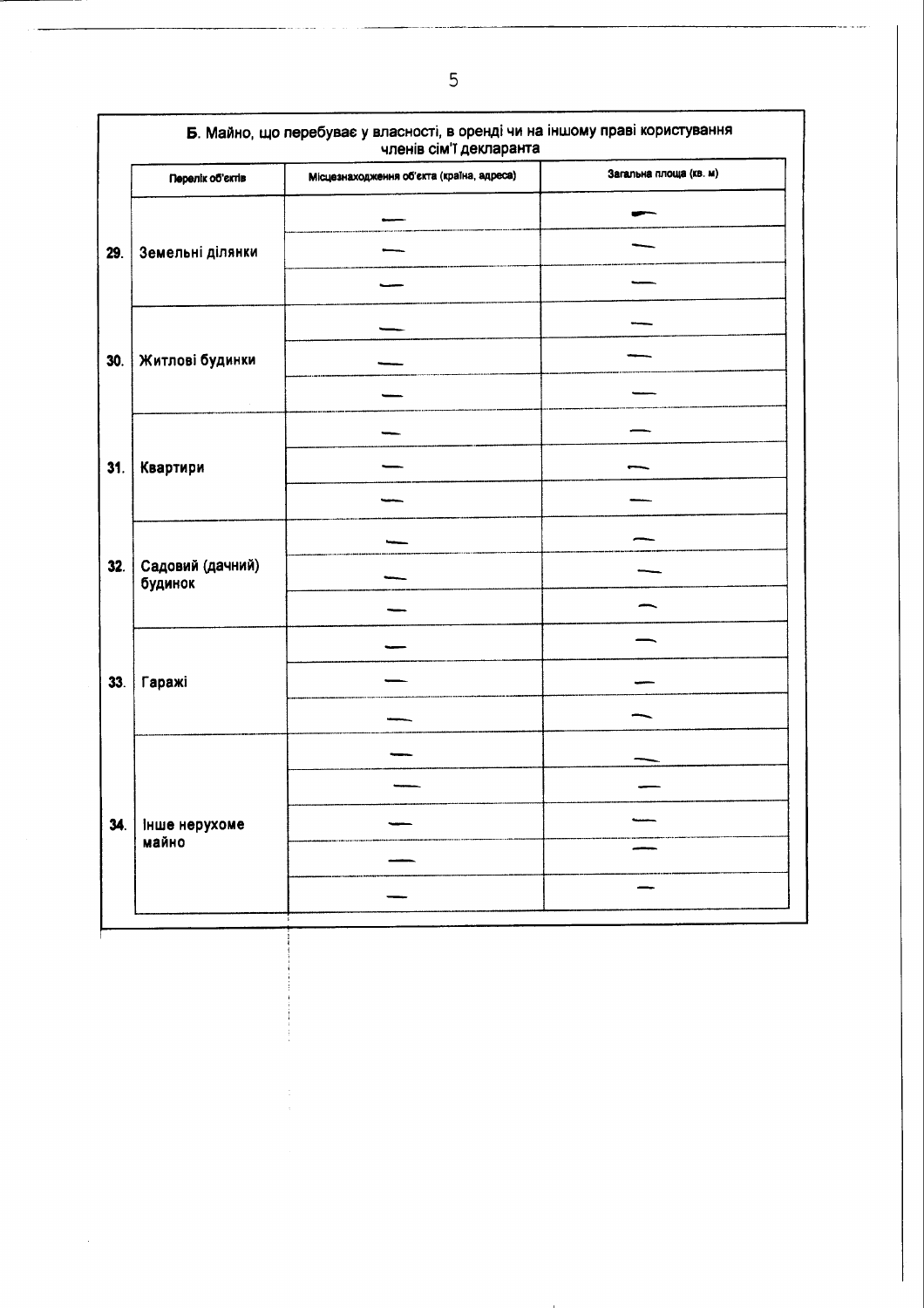**Б.** Майно, що перебуває у власності, в оренді чи на іншому праві користування членів сім'ї декларанта

| | Перелік об'єктів | Місцезнаходження об'єкта (країна, адреса) | Загальна площа (кв. м) |
|---|---|---|---|
| 29. | Земельні ділянки | — | — |
| | | — | — |
| | | — | — |
| 30. | Житлові будинки | — | — |
| | | — | — |
| | | — | — |
| 31. | Квартири | — | — |
| | | — | — |
| | | — | — |
| 32. | Садовий (дачний) будинок | — | — |
| | | — | — |
| | | — | — |
| 33. | Гаражі | — | — |
| | | — | — |
| | | — | — |
| 34. | Інше нерухоме майно | — | — |
| | | — | — |
| | | — | — |
| | | — | — |
| | | — | — |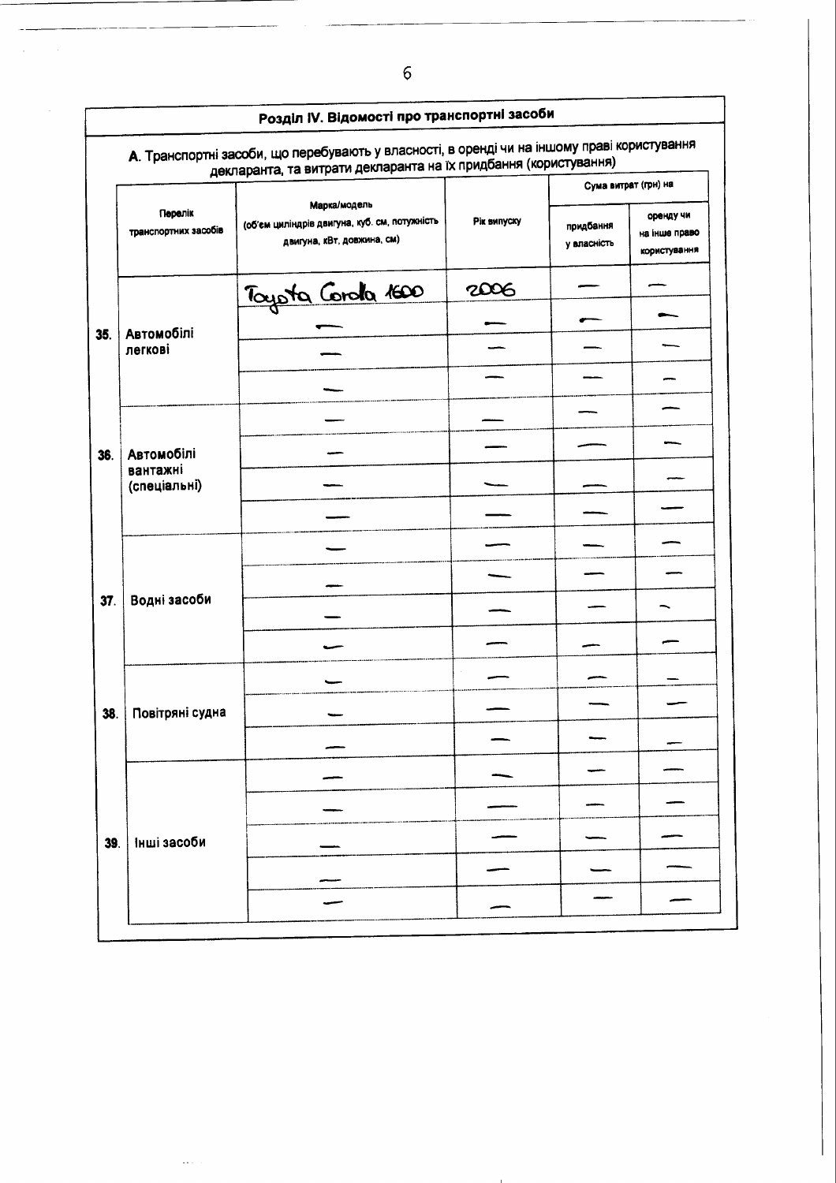## Розділ IV. Відомості про транспортні засоби

### А. Транспортні засоби, що перебувають у власності, в оренді чи на іншому праві користування декларанта, та витрати декларанта на їх придбання (користування)

| | Перелік транспортних засобів | Марка/модель (об'єм циліндрів двигуна, куб. см, потужність двигуна, кВт, довжина, см) | Рік випуску | Сума витрат (грн) на | |
|---|---|---|---|---|---|
| | | | | придбання у власність | оренду чи на інше право користування |
| 35. | Автомобілі легкові | Toyota Corolla 1600 | 2006 | — | — |
| | | — | — | — | — |
| | | — | — | — | — |
| | | — | — | — | — |
| 36. | Автомобілі вантажні (спеціальні) | — | — | — | — |
| | | — | — | — | — |
| | | — | — | — | — |
| | | — | — | — | — |
| 37. | Водні засоби | — | — | — | — |
| | | — | — | — | — |
| | | — | — | — | — |
| | | — | — | — | — |
| 38. | Повітряні судна | — | — | — | — |
| | | — | — | — | — |
| | | — | — | — | — |
| 39. | Інші засоби | — | — | — | — |
| | | — | — | — | — |
| | | — | — | — | — |
| | | — | — | — | — |
| | | — | — | — | — |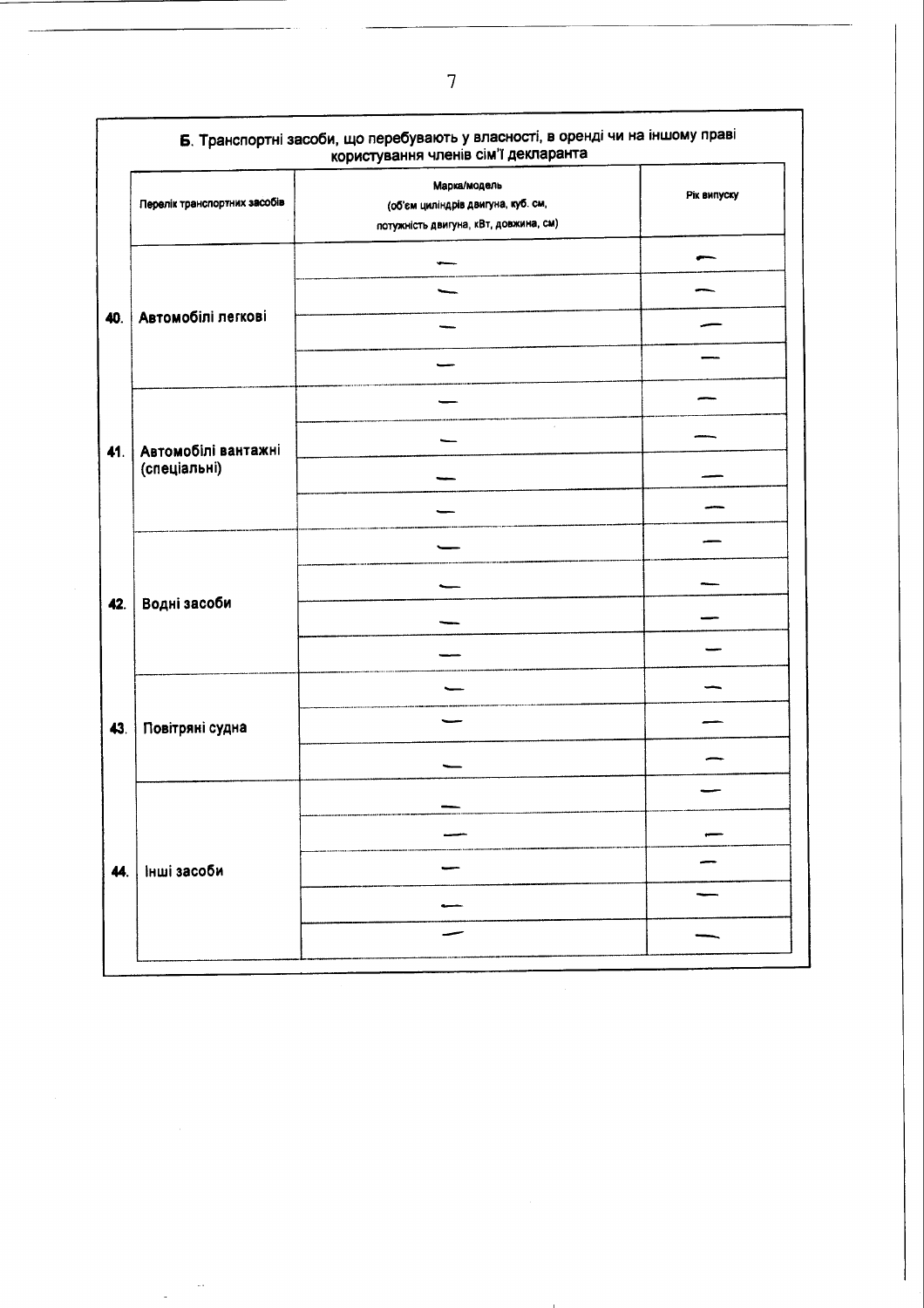**Б.** Транспортні засоби, що перебувають у власності, в оренді чи на іншому праві користування членів сім'ї декларанта

| | Перелік транспортних засобів | Марка/модель (об'єм циліндрів двигуна, куб. см, потужність двигуна, кВт, довжина, см) | Рік випуску |
|---|---|---|---|
| 40. | Автомобілі легкові | — | — |
| | | — | — |
| | | — | — |
| | | — | — |
| 41. | Автомобілі вантажні (спеціальні) | — | — |
| | | — | — |
| | | — | — |
| | | — | — |
| 42. | Водні засоби | — | — |
| | | — | — |
| | | — | — |
| | | — | — |
| 43. | Повітряні судна | — | — |
| | | — | — |
| | | — | — |
| 44. | Інші засоби | — | — |
| | | — | — |
| | | — | — |
| | | — | — |
| | | — | — |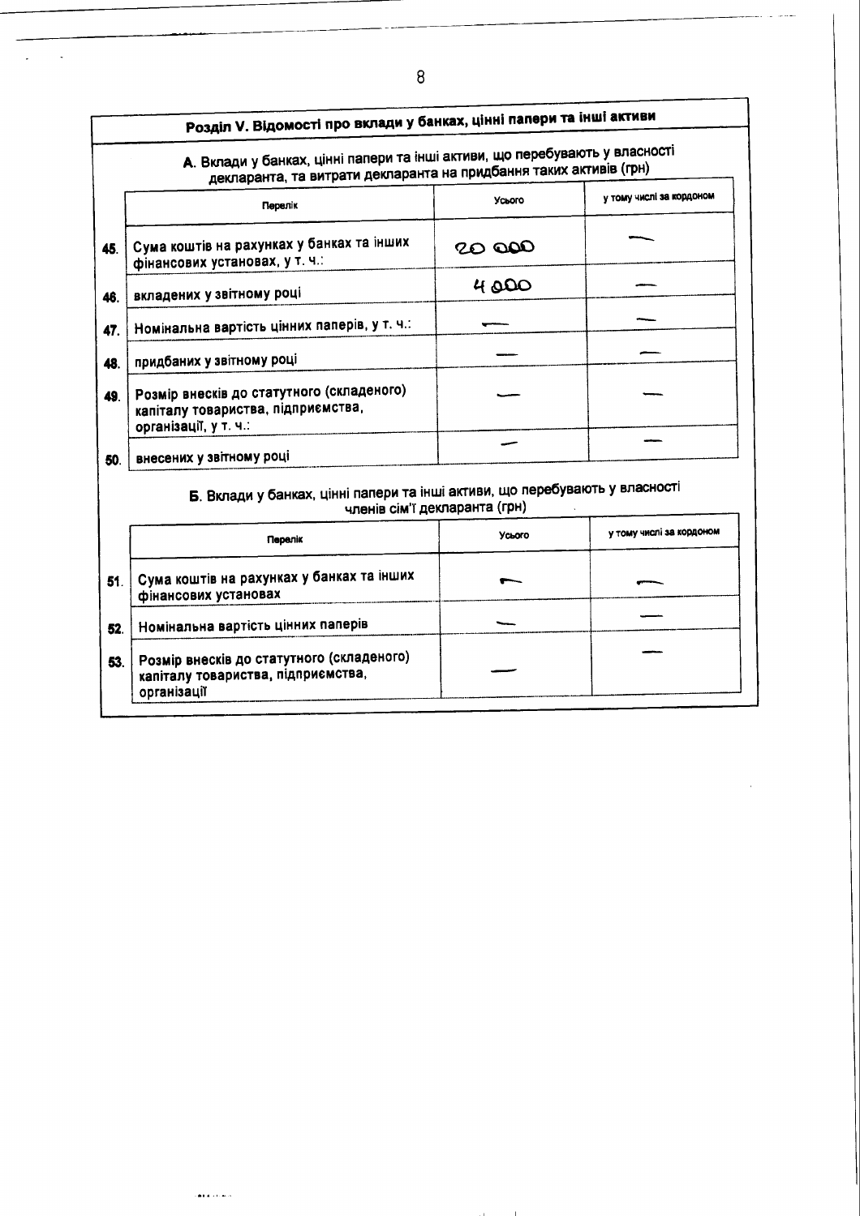## Розділ V. Відомості про вклади у банках, цінні папери та інші активи

### А. Вклади у банках, цінні папери та інші активи, що перебувають у власності декларанта, та витрати декларанта на придбання таких активів (грн)

| | Перелік | Усього | у тому числі за кордоном |
|---|---|---|---|
| 45. | Сума коштів на рахунках у банках та інших фінансових установах, у т. ч.: | 20 000 | — |
| 46. | вкладених у звітному році | 4 000 | — |
| 47. | Номінальна вартість цінних паперів, у т. ч.: | — | — |
| 48. | придбаних у звітному році | — | — |
| 49. | Розмір внесків до статутного (складеного) капіталу товариства, підприємства, організації, у т. ч.: | — | — |
| 50. | внесених у звітному році | — | — |

### Б. Вклади у банках, цінні папери та інші активи, що перебувають у власності членів сім'ї декларанта (грн)

| | Перелік | Усього | у тому числі за кордоном |
|---|---|---|---|
| 51. | Сума коштів на рахунках у банках та інших фінансових установах | — | — |
| 52. | Номінальна вартість цінних паперів | — | — |
| 53. | Розмір внесків до статутного (складеного) капіталу товариства, підприємства, організації | — | — |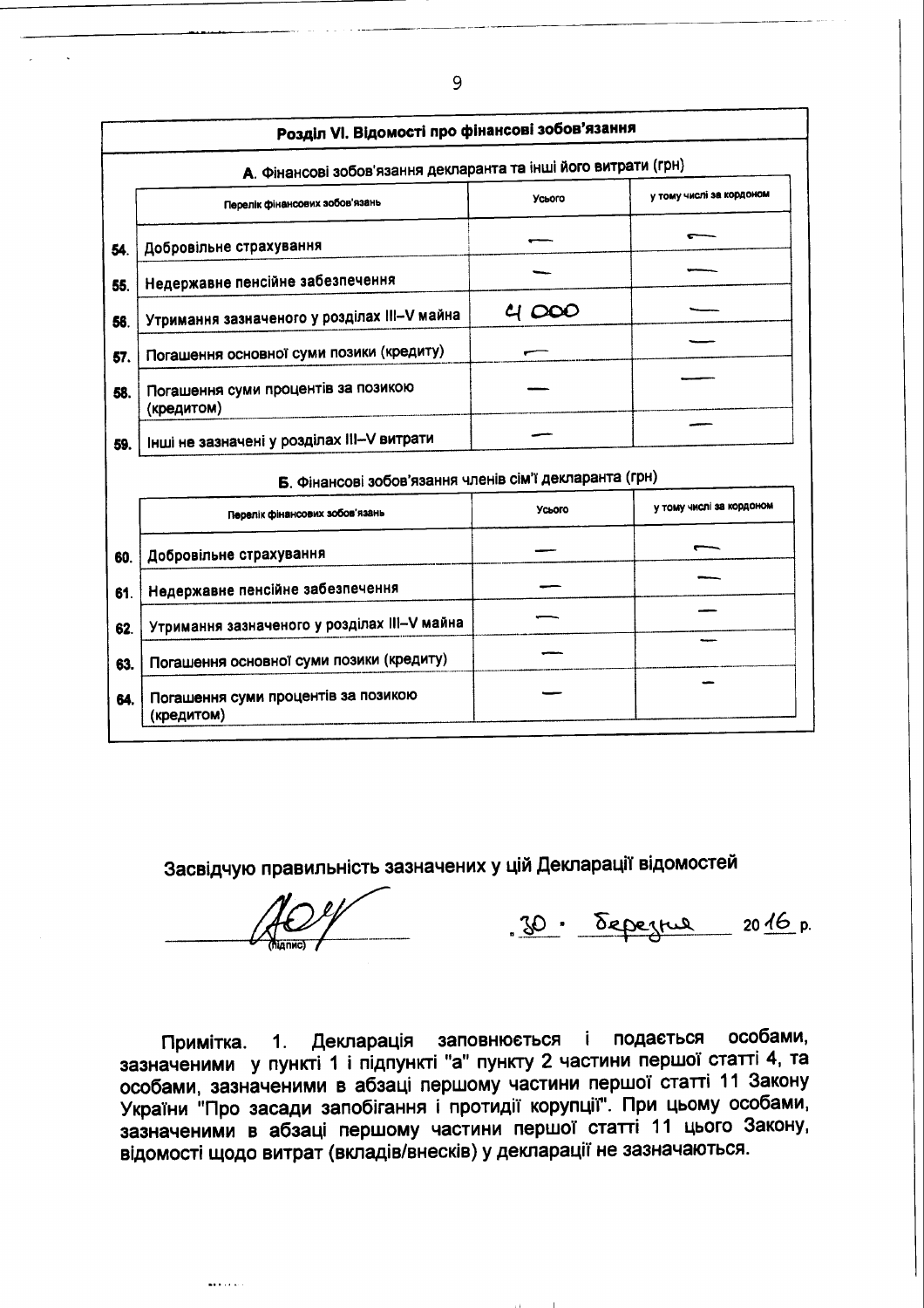## Розділ VI. Відомості про фінансові зобов'язання

### А. Фінансові зобов'язання декларанта та інші його витрати (грн)

| | Перелік фінансових зобов'язань | Усього | у тому числі за кордоном |
|---|---|---|---|
| 54. | Добровільне страхування | — | — |
| 55. | Недержавне пенсійне забезпечення | — | — |
| 56. | Утримання зазначеного у розділах III–V майна | 4 000 | — |
| 57. | Погашення основної суми позики (кредиту) | — | — |
| 58. | Погашення суми процентів за позикою (кредитом) | — | — |
| 59. | Інші не зазначені у розділах III–V витрати | — | — |

### Б. Фінансові зобов'язання членів сім'ї декларанта (грн)

| | Перелік фінансових зобов'язань | Усього | у тому числі за кордоном |
|---|---|---|---|
| 60. | Добровільне страхування | — | — |
| 61. | Недержавне пенсійне забезпечення | — | — |
| 62. | Утримання зазначеного у розділах III–V майна | — | — |
| 63. | Погашення основної суми позики (кредиту) | — | — |
| 64. | Погашення суми процентів за позикою (кредитом) | — | — |

**Засвідчую правильність зазначених у цій Декларації відомостей**

(підпис) „30" березня 2016 р.

Примітка. 1. Декларація заповнюється і подається особами, зазначеними у пункті 1 і підпункті "а" пункту 2 частини першої статті 4, та особами, зазначеними в абзаці першому частини першої статті 11 Закону України "Про засади запобігання і протидії корупції". При цьому особами, зазначеними в абзаці першому частини першої статті 11 цього Закону, відомості щодо витрат (вкладів/внесків) у декларації не зазначаються.